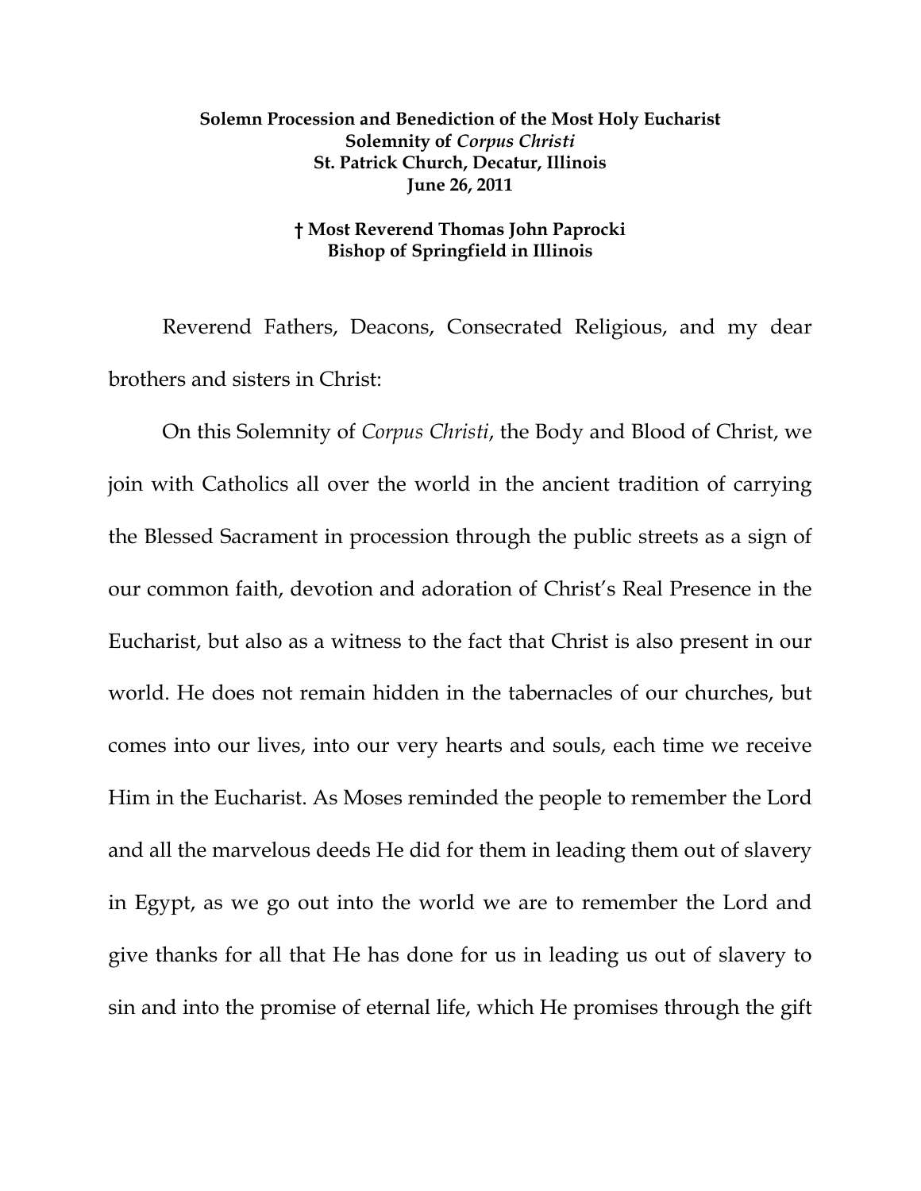**Solemn Procession and Benediction of the Most Holy Eucharist**
**Solemnity of *Corpus Christi***
**St. Patrick Church, Decatur, Illinois**
**June 26, 2011**

**† Most Reverend Thomas John Paprocki**
**Bishop of Springfield in Illinois**

Reverend Fathers, Deacons, Consecrated Religious, and my dear brothers and sisters in Christ:

On this Solemnity of *Corpus Christi*, the Body and Blood of Christ, we join with Catholics all over the world in the ancient tradition of carrying the Blessed Sacrament in procession through the public streets as a sign of our common faith, devotion and adoration of Christ's Real Presence in the Eucharist, but also as a witness to the fact that Christ is also present in our world. He does not remain hidden in the tabernacles of our churches, but comes into our lives, into our very hearts and souls, each time we receive Him in the Eucharist. As Moses reminded the people to remember the Lord and all the marvelous deeds He did for them in leading them out of slavery in Egypt, as we go out into the world we are to remember the Lord and give thanks for all that He has done for us in leading us out of slavery to sin and into the promise of eternal life, which He promises through the gift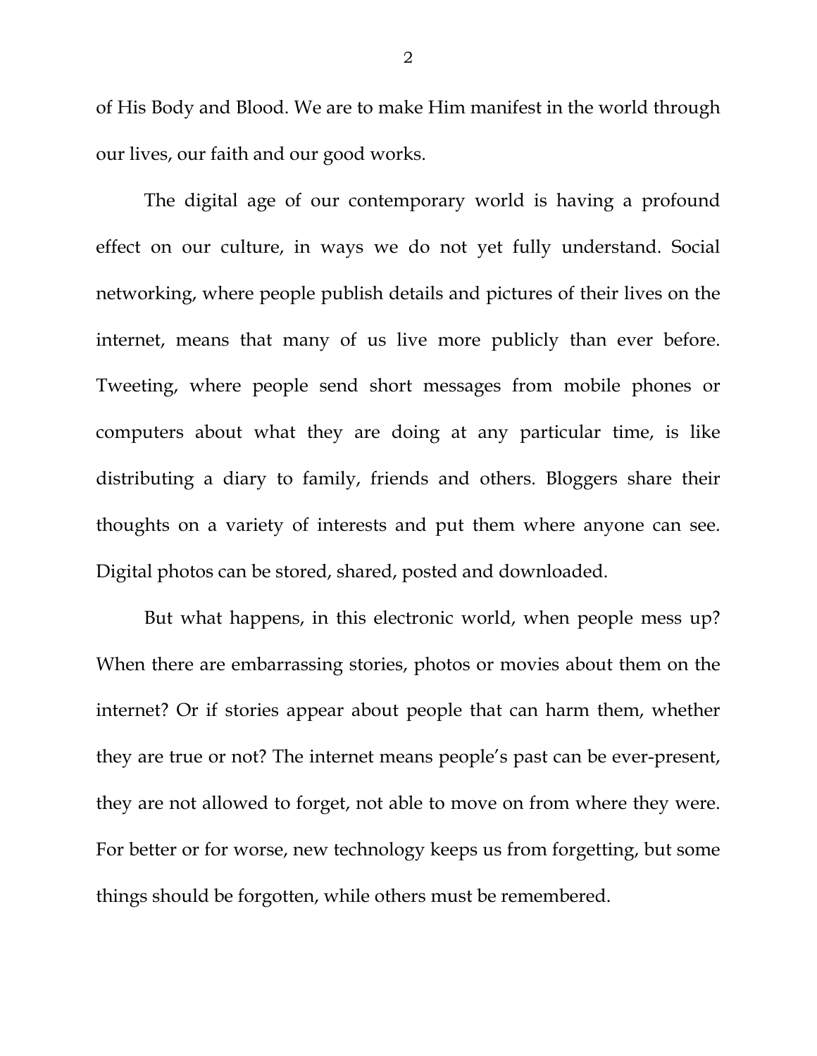of His Body and Blood. We are to make Him manifest in the world through our lives, our faith and our good works.

The digital age of our contemporary world is having a profound effect on our culture, in ways we do not yet fully understand. Social networking, where people publish details and pictures of their lives on the internet, means that many of us live more publicly than ever before. Tweeting, where people send short messages from mobile phones or computers about what they are doing at any particular time, is like distributing a diary to family, friends and others. Bloggers share their thoughts on a variety of interests and put them where anyone can see. Digital photos can be stored, shared, posted and downloaded.

But what happens, in this electronic world, when people mess up? When there are embarrassing stories, photos or movies about them on the internet? Or if stories appear about people that can harm them, whether they are true or not? The internet means people's past can be ever-present, they are not allowed to forget, not able to move on from where they were. For better or for worse, new technology keeps us from forgetting, but some things should be forgotten, while others must be remembered.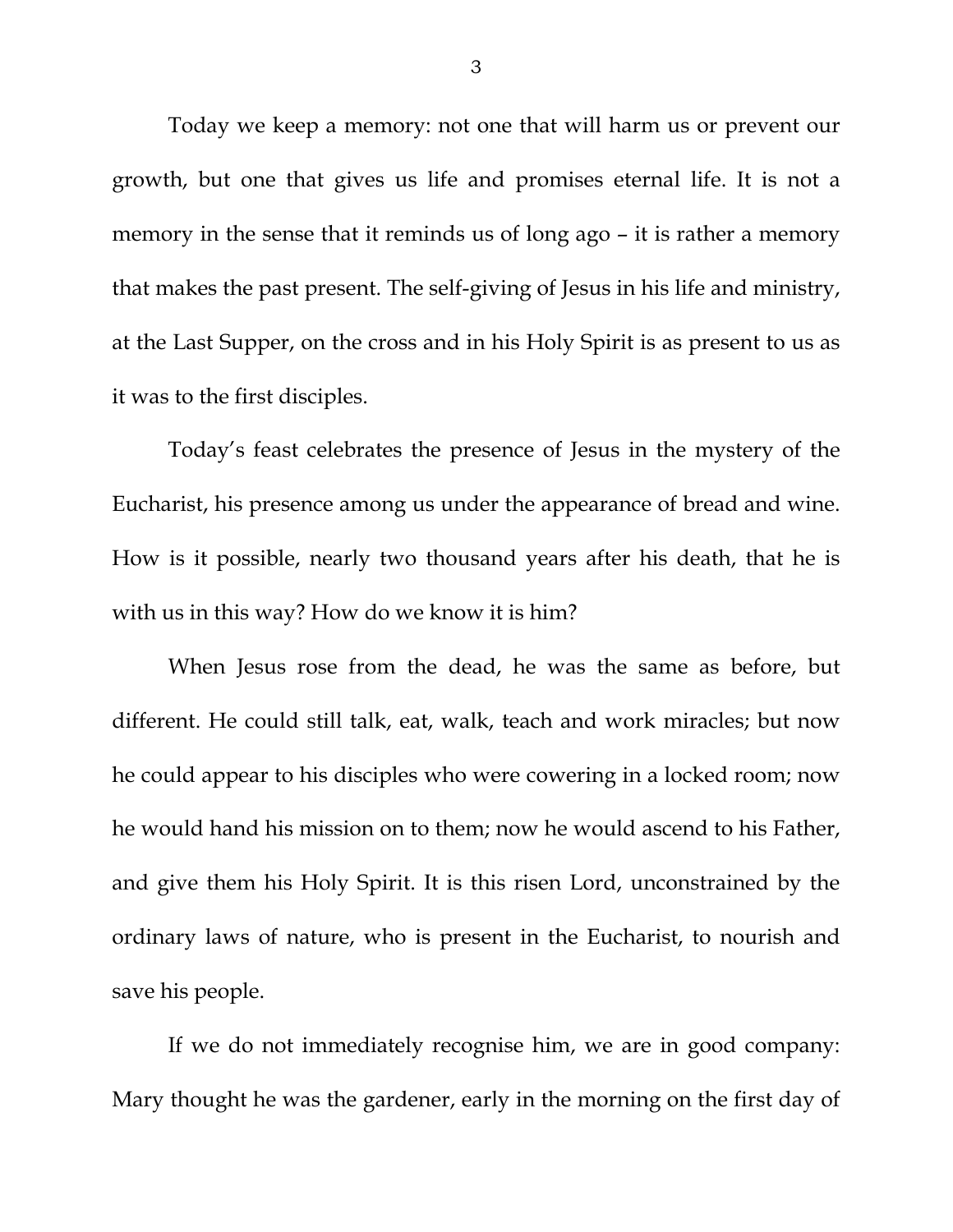Today we keep a memory: not one that will harm us or prevent our growth, but one that gives us life and promises eternal life. It is not a memory in the sense that it reminds us of long ago – it is rather a memory that makes the past present. The self-giving of Jesus in his life and ministry, at the Last Supper, on the cross and in his Holy Spirit is as present to us as it was to the first disciples.

Today's feast celebrates the presence of Jesus in the mystery of the Eucharist, his presence among us under the appearance of bread and wine. How is it possible, nearly two thousand years after his death, that he is with us in this way? How do we know it is him?

When Jesus rose from the dead, he was the same as before, but different. He could still talk, eat, walk, teach and work miracles; but now he could appear to his disciples who were cowering in a locked room; now he would hand his mission on to them; now he would ascend to his Father, and give them his Holy Spirit. It is this risen Lord, unconstrained by the ordinary laws of nature, who is present in the Eucharist, to nourish and save his people.

If we do not immediately recognise him, we are in good company: Mary thought he was the gardener, early in the morning on the first day of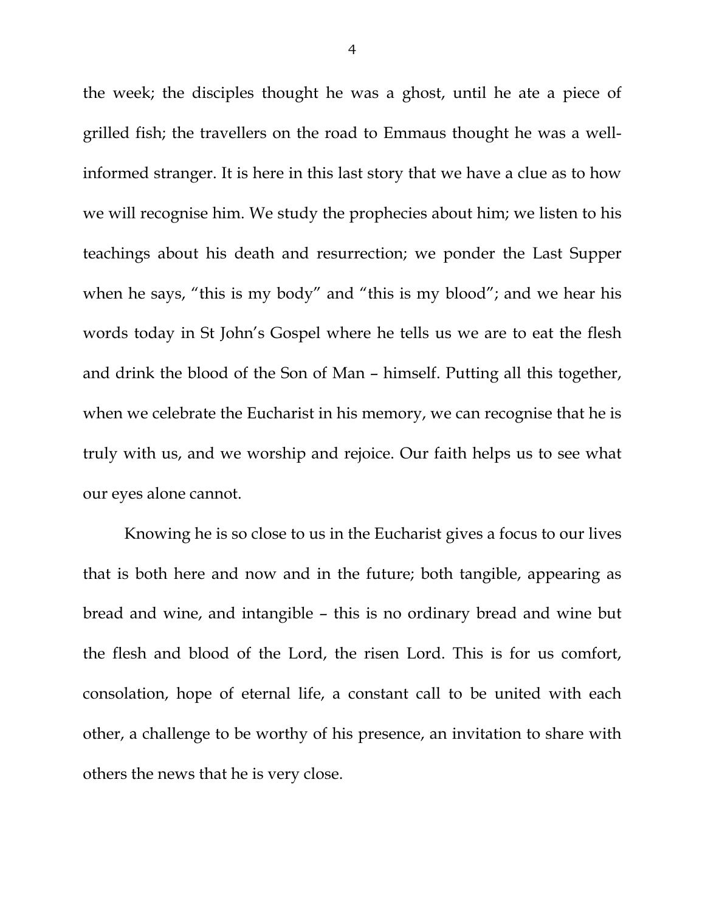the week; the disciples thought he was a ghost, until he ate a piece of grilled fish; the travellers on the road to Emmaus thought he was a well-informed stranger. It is here in this last story that we have a clue as to how we will recognise him. We study the prophecies about him; we listen to his teachings about his death and resurrection; we ponder the Last Supper when he says, "this is my body" and "this is my blood"; and we hear his words today in St John's Gospel where he tells us we are to eat the flesh and drink the blood of the Son of Man – himself. Putting all this together, when we celebrate the Eucharist in his memory, we can recognise that he is truly with us, and we worship and rejoice. Our faith helps us to see what our eyes alone cannot.

Knowing he is so close to us in the Eucharist gives a focus to our lives that is both here and now and in the future; both tangible, appearing as bread and wine, and intangible – this is no ordinary bread and wine but the flesh and blood of the Lord, the risen Lord. This is for us comfort, consolation, hope of eternal life, a constant call to be united with each other, a challenge to be worthy of his presence, an invitation to share with others the news that he is very close.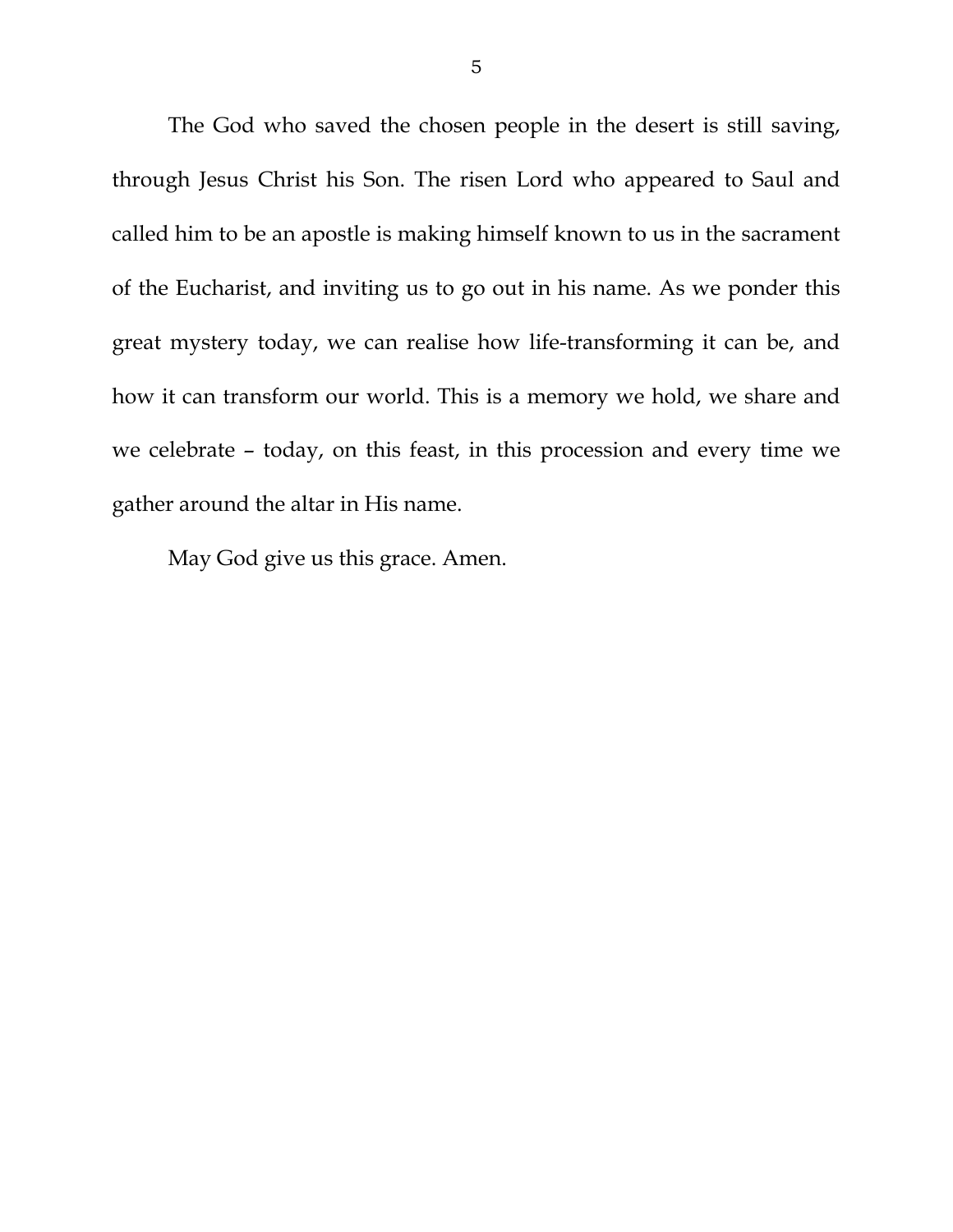The God who saved the chosen people in the desert is still saving, through Jesus Christ his Son. The risen Lord who appeared to Saul and called him to be an apostle is making himself known to us in the sacrament of the Eucharist, and inviting us to go out in his name. As we ponder this great mystery today, we can realise how life-transforming it can be, and how it can transform our world. This is a memory we hold, we share and we celebrate – today, on this feast, in this procession and every time we gather around the altar in His name.

May God give us this grace. Amen.